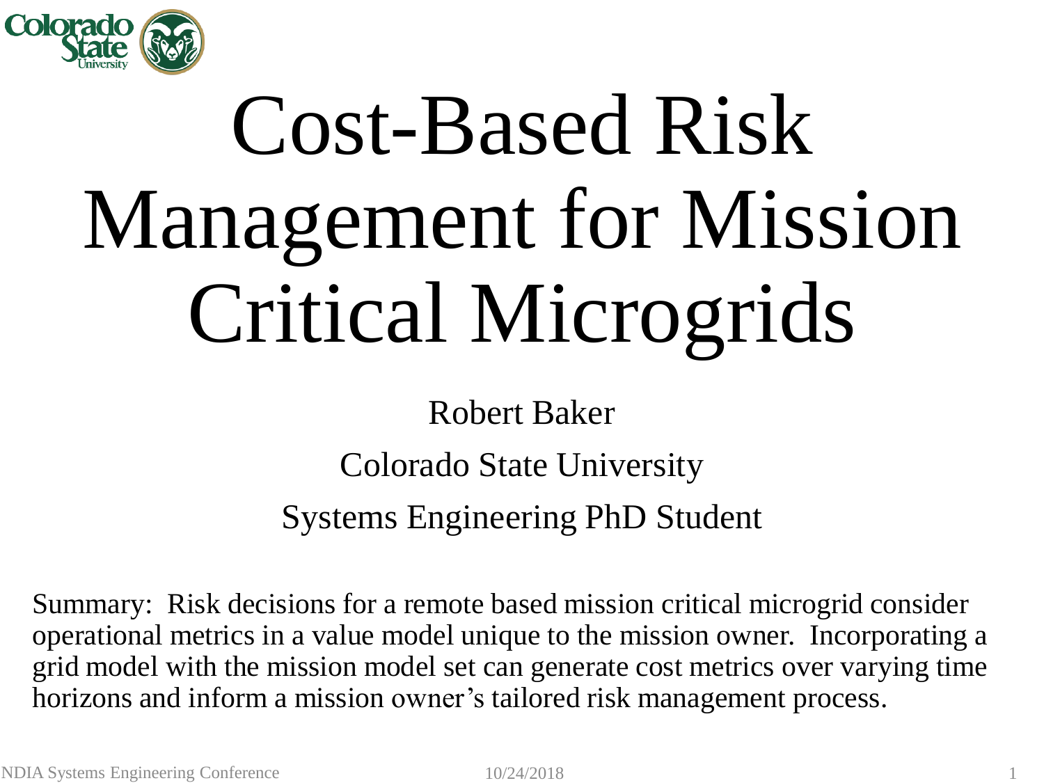# Cost-Based Risk Management for Mission Critical Microgrids

Robert Baker

Colorado State University

Systems Engineering PhD Student

Summary: Risk decisions for a remote based mission critical microgrid consider operational metrics in a value model unique to the mission owner. Incorporating a grid model with the mission model set can generate cost metrics over varying time horizons and inform a mission owner's tailored risk management process.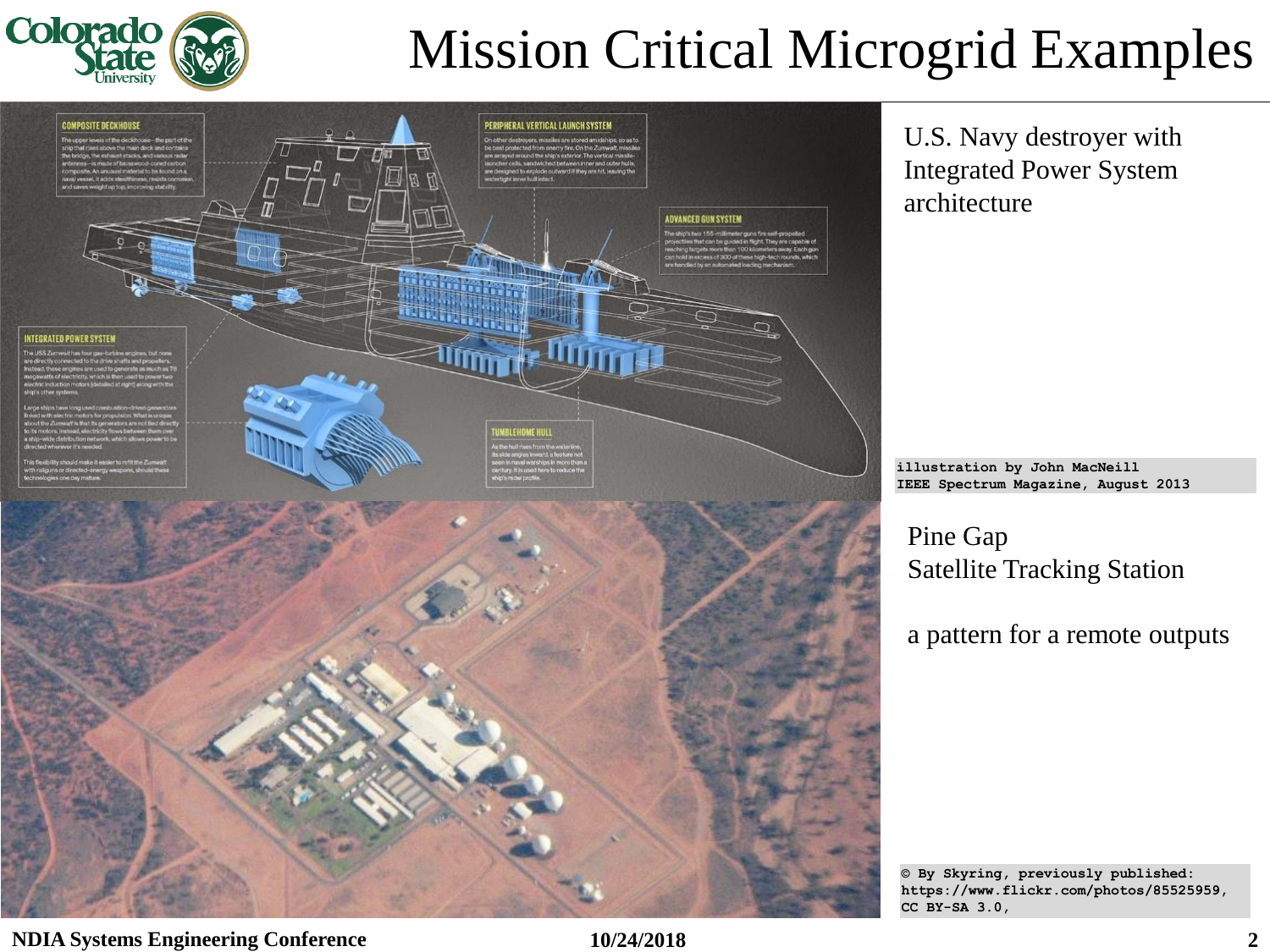# Mission Critical Microgrid Examples

U.S. Navy destroyer with Integrated Power System architecture

illustration by John MacNeill
IEEE Spectrum Magazine, August 2013

Pine Gap
Satellite Tracking Station

a pattern for a remote outputs

© By Skyring, previously published: https://www.flickr.com/photos/85525959, CC BY-SA 3.0,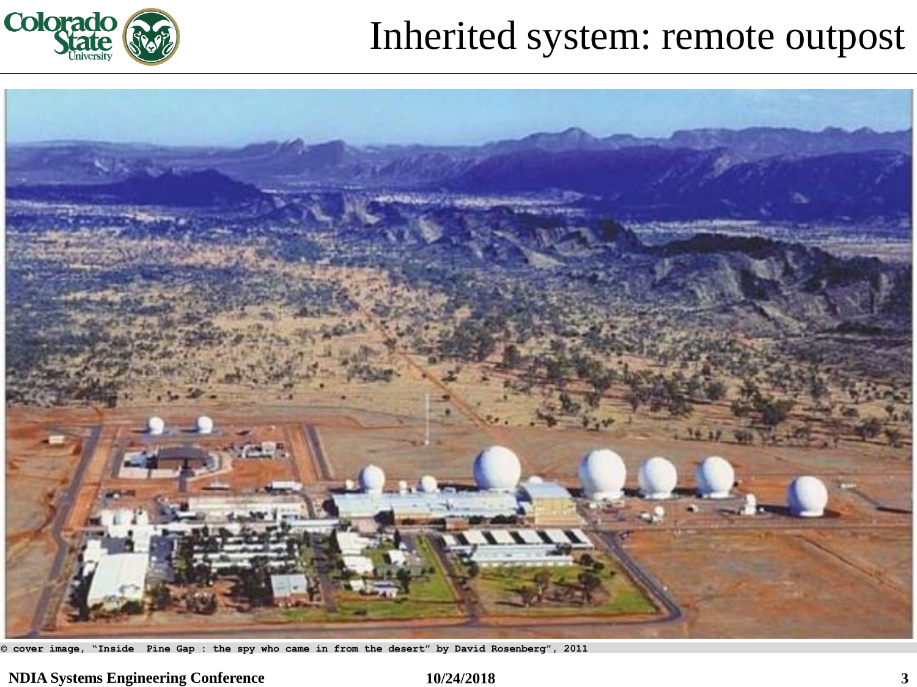# Inherited system: remote outpost

© cover image, "Inside Pine Gap : the spy who came in from the desert" by David Rosenberg", 2011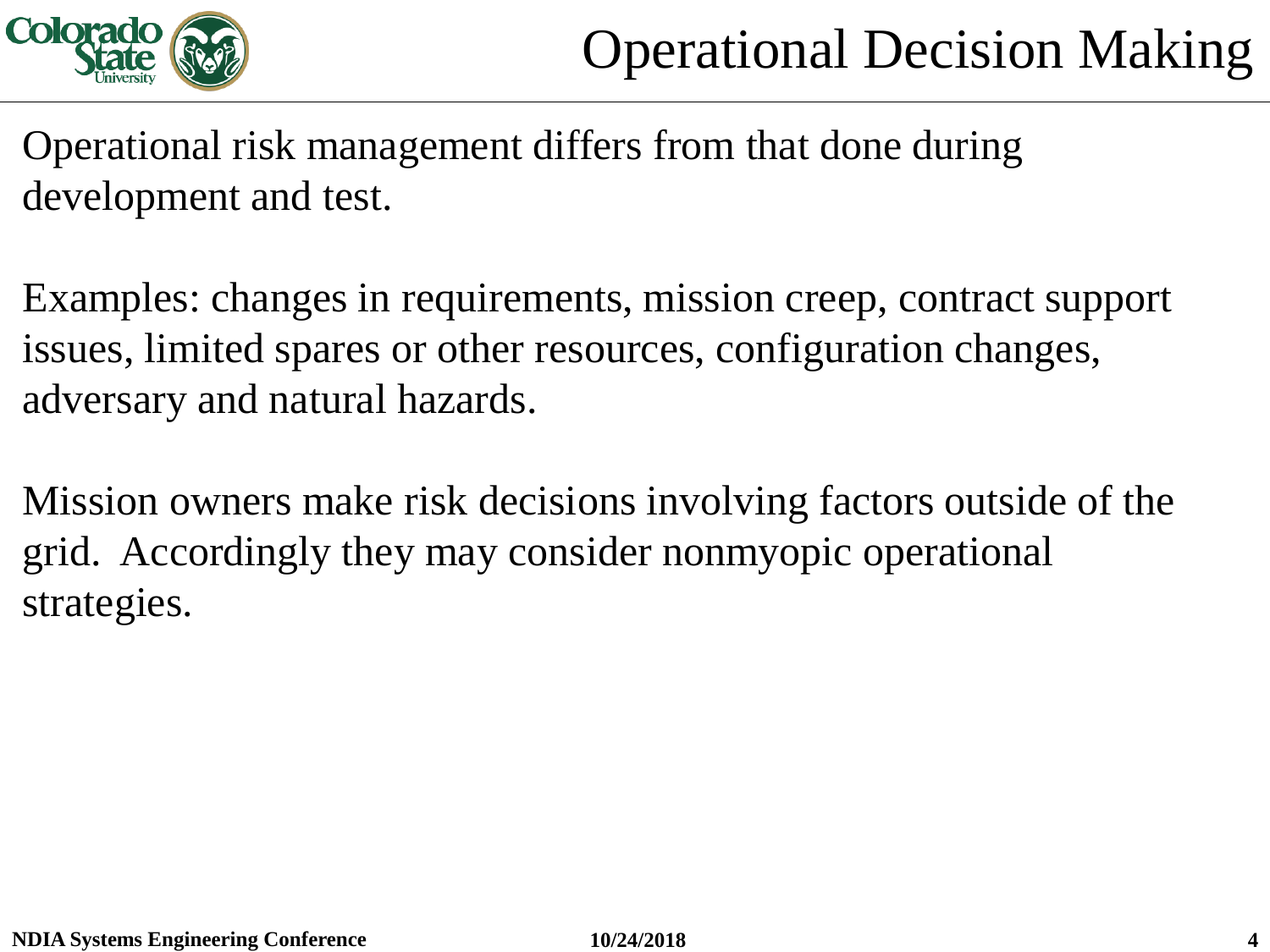# Operational Decision Making

Operational risk management differs from that done during development and test.

Examples: changes in requirements, mission creep, contract support issues, limited spares or other resources, configuration changes, adversary and natural hazards.

Mission owners make risk decisions involving factors outside of the grid. Accordingly they may consider nonmyopic operational strategies.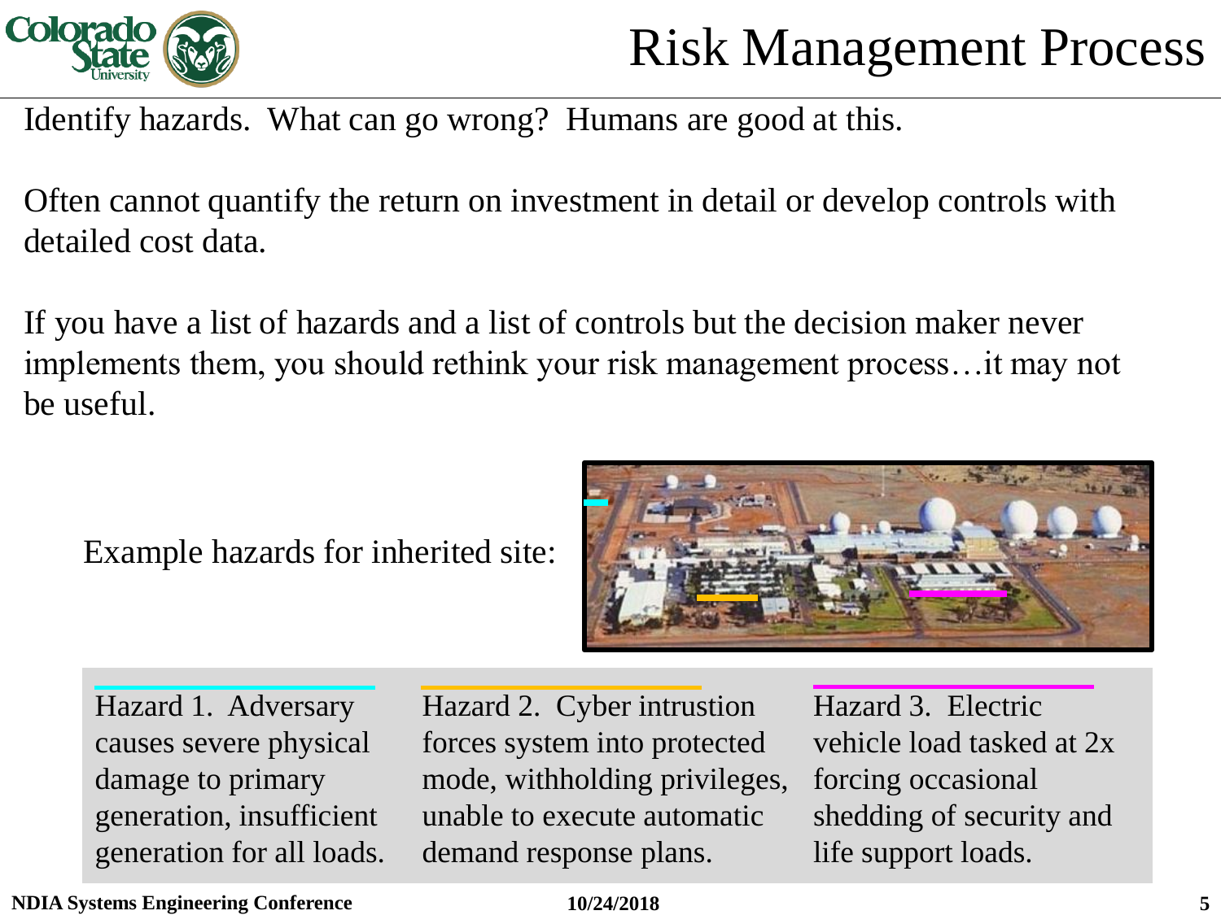# Risk Management Process

Identify hazards. What can go wrong? Humans are good at this.

Often cannot quantify the return on investment in detail or develop controls with detailed cost data.

If you have a list of hazards and a list of controls but the decision maker never implements them, you should rethink your risk management process…it may not be useful.

Example hazards for inherited site:

Hazard 1. Adversary causes severe physical damage to primary generation, insufficient generation for all loads.

Hazard 2. Cyber intrustion forces system into protected mode, withholding privileges, unable to execute automatic demand response plans.

Hazard 3. Electric vehicle load tasked at 2x forcing occasional shedding of security and life support loads.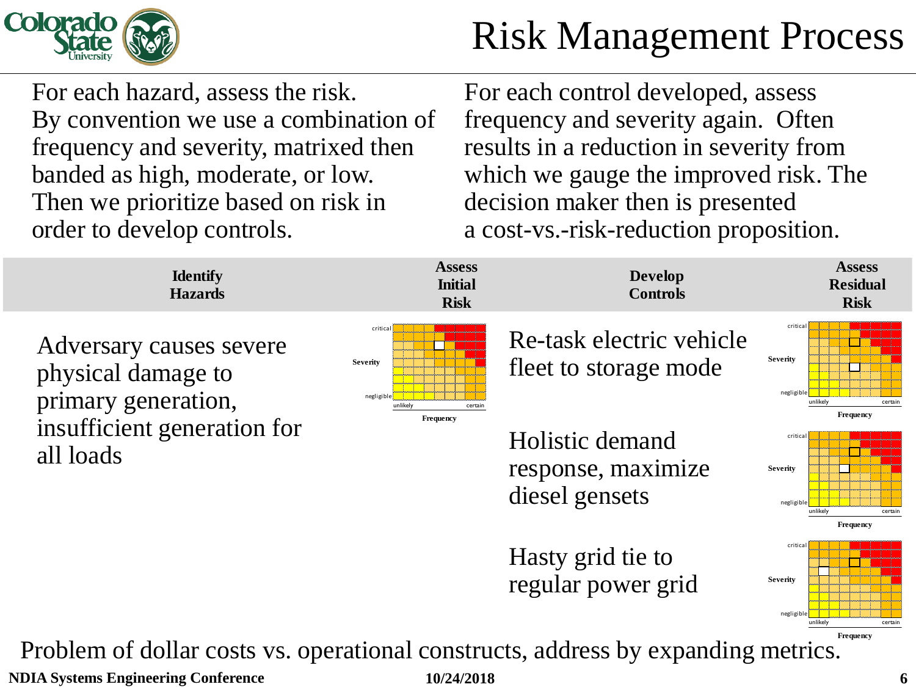# Risk Management Process

For each hazard, assess the risk. By convention we use a combination of frequency and severity, matrixed then banded as high, moderate, or low. Then we prioritize based on risk in order to develop controls.

For each control developed, assess frequency and severity again. Often results in a reduction in severity from which we gauge the improved risk. The decision maker then is presented a cost-vs.-risk-reduction proposition.

| Identify Hazards | Assess Initial Risk | Develop Controls | Assess Residual Risk |
|---|---|---|---|
| Adversary causes severe physical damage to primary generation, insufficient generation for all loads | Severity (negligible–critical) vs. Frequency (unlikely–certain) | Re-task electric vehicle fleet to storage mode | Severity (negligible–critical) vs. Frequency (unlikely–certain) |
| | | Holistic demand response, maximize diesel gensets | Severity (negligible–critical) vs. Frequency (unlikely–certain) |
| | | Hasty grid tie to regular power grid | Severity (negligible–critical) vs. Frequency (unlikely–certain) |

Problem of dollar costs vs. operational constructs, address by expanding metrics.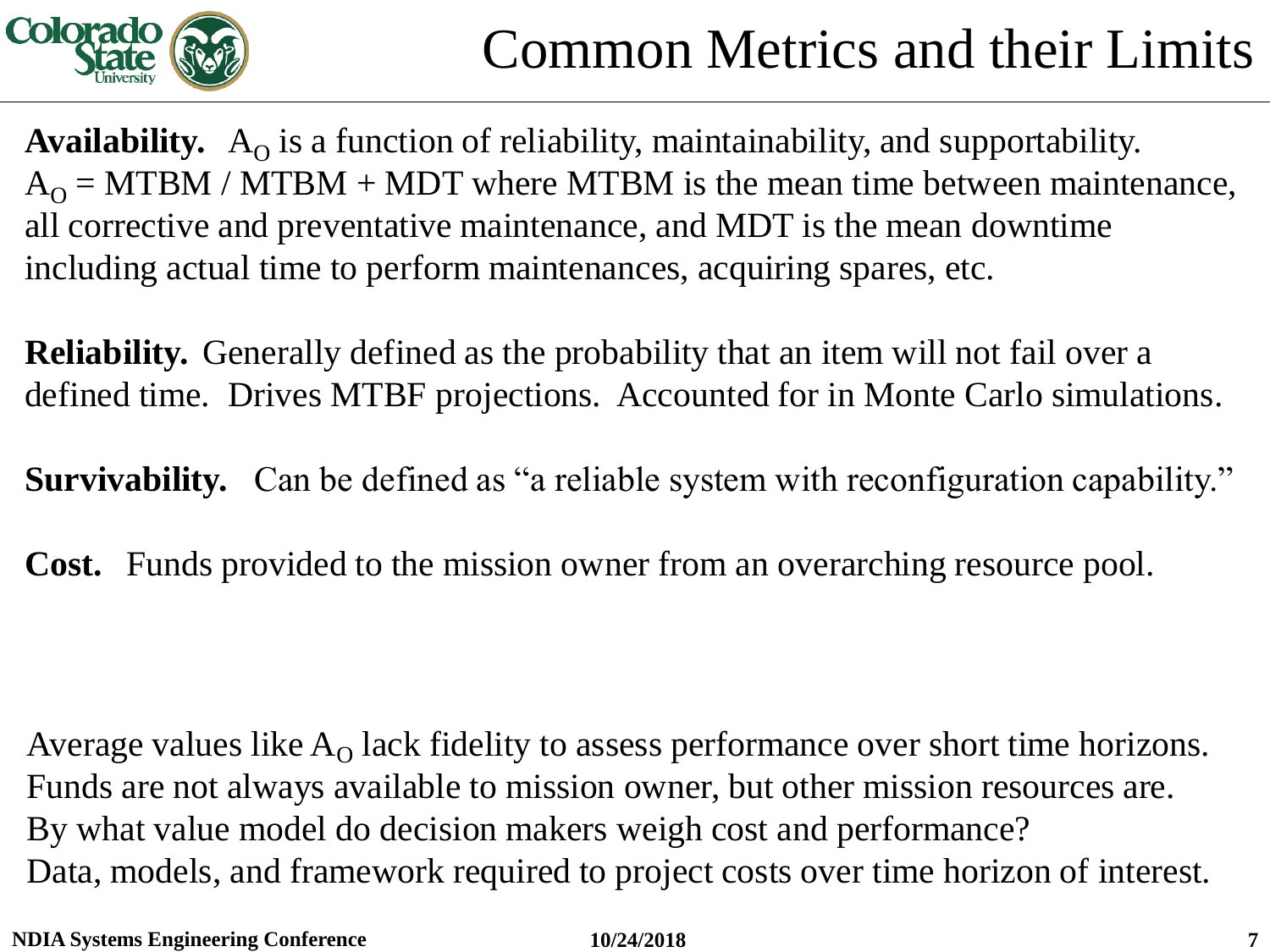# Common Metrics and their Limits

**Availability.** $A_O$ is a function of reliability, maintainability, and supportability. $A_O$ = MTBM / MTBM + MDT where MTBM is the mean time between maintenance, all corrective and preventative maintenance, and MDT is the mean downtime including actual time to perform maintenances, acquiring spares, etc.

**Reliability.** Generally defined as the probability that an item will not fail over a defined time. Drives MTBF projections. Accounted for in Monte Carlo simulations.

**Survivability.** Can be defined as "a reliable system with reconfiguration capability."

**Cost.** Funds provided to the mission owner from an overarching resource pool.

Average values like $A_O$ lack fidelity to assess performance over short time horizons.
Funds are not always available to mission owner, but other mission resources are.
By what value model do decision makers weigh cost and performance?
Data, models, and framework required to project costs over time horizon of interest.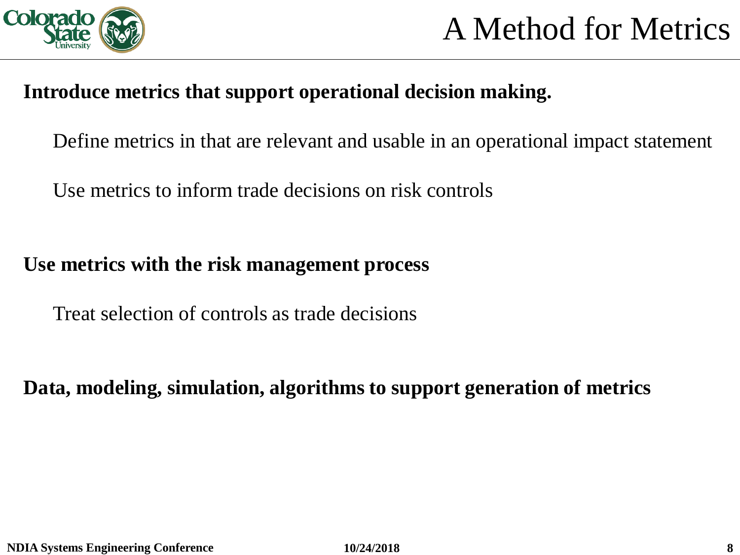# A Method for Metrics

**Introduce metrics that support operational decision making.**

Define metrics in that are relevant and usable in an operational impact statement

Use metrics to inform trade decisions on risk controls

**Use metrics with the risk management process**

Treat selection of controls as trade decisions

**Data, modeling, simulation, algorithms to support generation of metrics**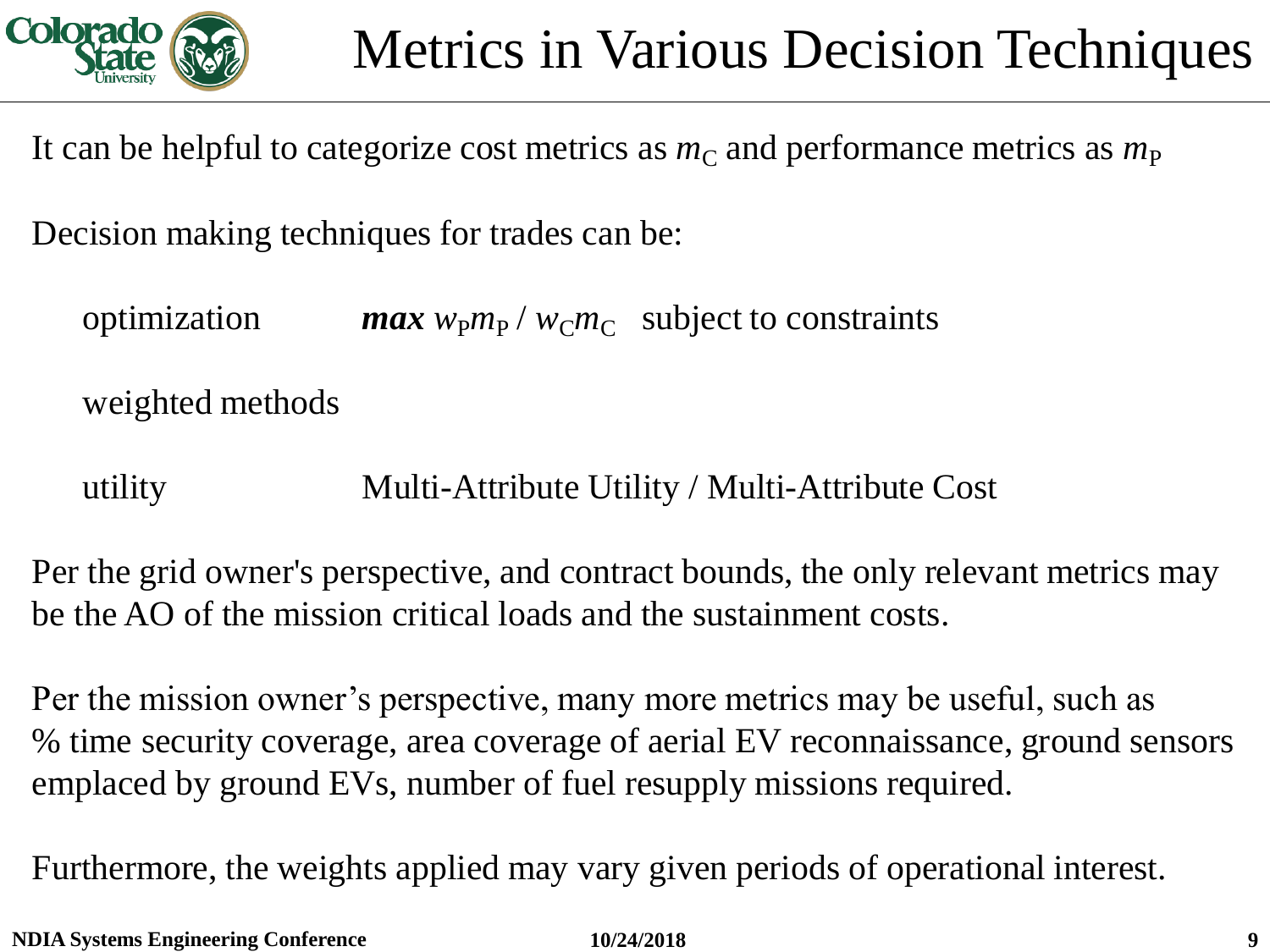# Metrics in Various Decision Techniques

It can be helpful to categorize cost metrics as $m_C$ and performance metrics as $m_P$

Decision making techniques for trades can be:

| | |
|---|---|
| optimization | ***max*** $w_P m_P / w_C m_C$ subject to constraints |
| weighted methods | |
| utility | Multi-Attribute Utility / Multi-Attribute Cost |

Per the grid owner's perspective, and contract bounds, the only relevant metrics may be the AO of the mission critical loads and the sustainment costs.

Per the mission owner's perspective, many more metrics may be useful, such as % time security coverage, area coverage of aerial EV reconnaissance, ground sensors emplaced by ground EVs, number of fuel resupply missions required.

Furthermore, the weights applied may vary given periods of operational interest.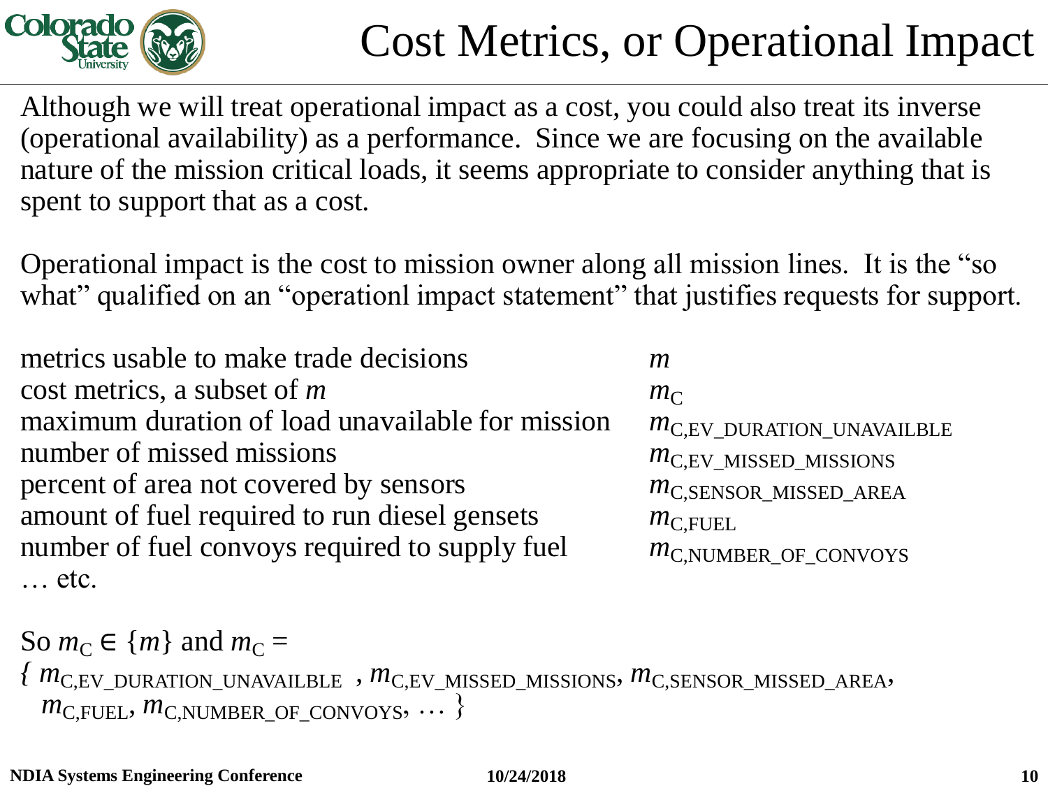# Cost Metrics, or Operational Impact

Although we will treat operational impact as a cost, you could also treat its inverse (operational availability) as a performance. Since we are focusing on the available nature of the mission critical loads, it seems appropriate to consider anything that is spent to support that as a cost.

Operational impact is the cost to mission owner along all mission lines. It is the "so what" qualified on an "operationl impact statement" that justifies requests for support.

| | |
|---|---|
| metrics usable to make trade decisions | $m$ |
| cost metrics, a subset of $m$ | $m_{\mathrm{C}}$ |
| maximum duration of load unavailable for mission | $m_{\mathrm{C,EV\_DURATION\_UNAVAILBLE}}$ |
| number of missed missions | $m_{\mathrm{C,EV\_MISSED\_MISSIONS}}$ |
| percent of area not covered by sensors | $m_{\mathrm{C,SENSOR\_MISSED\_AREA}}$ |
| amount of fuel required to run diesel gensets | $m_{\mathrm{C,FUEL}}$ |
| number of fuel convoys required to supply fuel | $m_{\mathrm{C,NUMBER\_OF\_CONVOYS}}$ |
| … etc. | |

So $m_{\mathrm{C}} \in \{m\}$ and $m_{\mathrm{C}} =$

$$\{\, m_{\mathrm{C,EV\_DURATION\_UNAVAILBLE}},\ m_{\mathrm{C,EV\_MISSED\_MISSIONS}},\ m_{\mathrm{C,SENSOR\_MISSED\_AREA}},\ m_{\mathrm{C,FUEL}},\ m_{\mathrm{C,NUMBER\_OF\_CONVOYS}},\ \cdots \,\}$$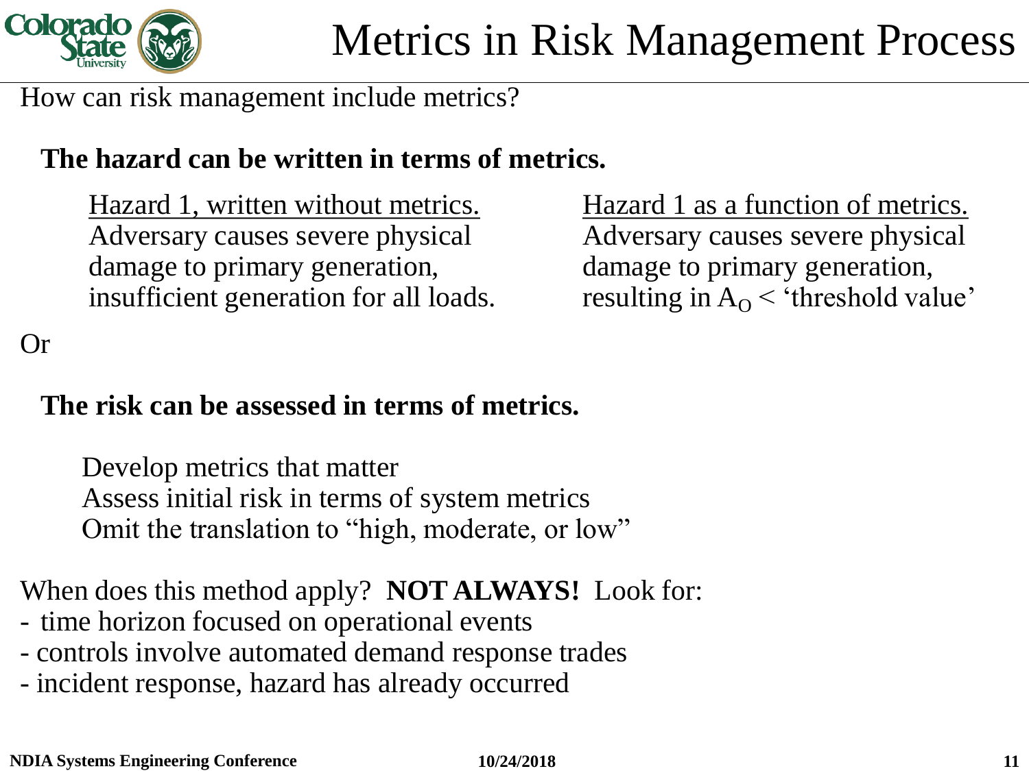# Metrics in Risk Management Process

How can risk management include metrics?

**The hazard can be written in terms of metrics.**

Hazard 1, written without metrics.
Adversary causes severe physical damage to primary generation, insufficient generation for all loads.

Hazard 1 as a function of metrics.
Adversary causes severe physical damage to primary generation, resulting in $A_O$ < 'threshold value'

Or

**The risk can be assessed in terms of metrics.**

Develop metrics that matter
Assess initial risk in terms of system metrics
Omit the translation to "high, moderate, or low"

When does this method apply? **NOT ALWAYS!** Look for:

- time horizon focused on operational events
- controls involve automated demand response trades
- incident response, hazard has already occurred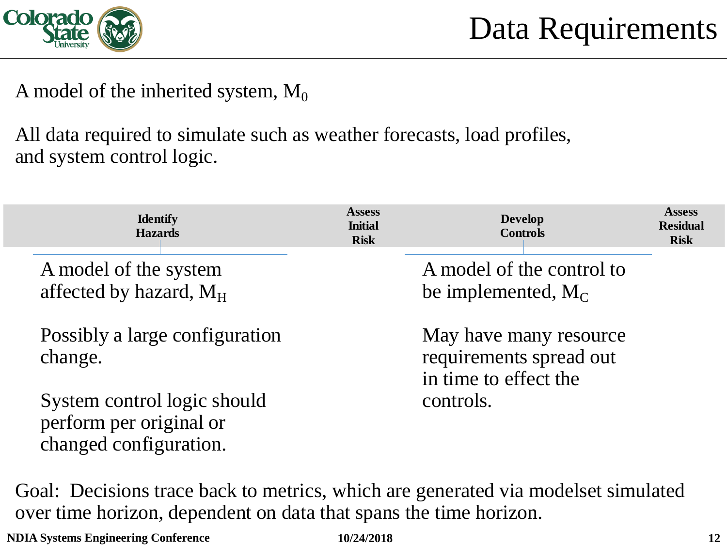# Data Requirements

A model of the inherited system, $M_0$

All data required to simulate such as weather forecasts, load profiles, and system control logic.

| Identify Hazards | Assess Initial Risk | Develop Controls | Assess Residual Risk |
|---|---|---|---|

**Identify Hazards:**

A model of the system affected by hazard, $M_H$

Possibly a large configuration change.

System control logic should perform per original or changed configuration.

**Develop Controls:**

A model of the control to be implemented, $M_C$

May have many resource requirements spread out in time to effect the controls.

Goal: Decisions trace back to metrics, which are generated via modelset simulated over time horizon, dependent on data that spans the time horizon.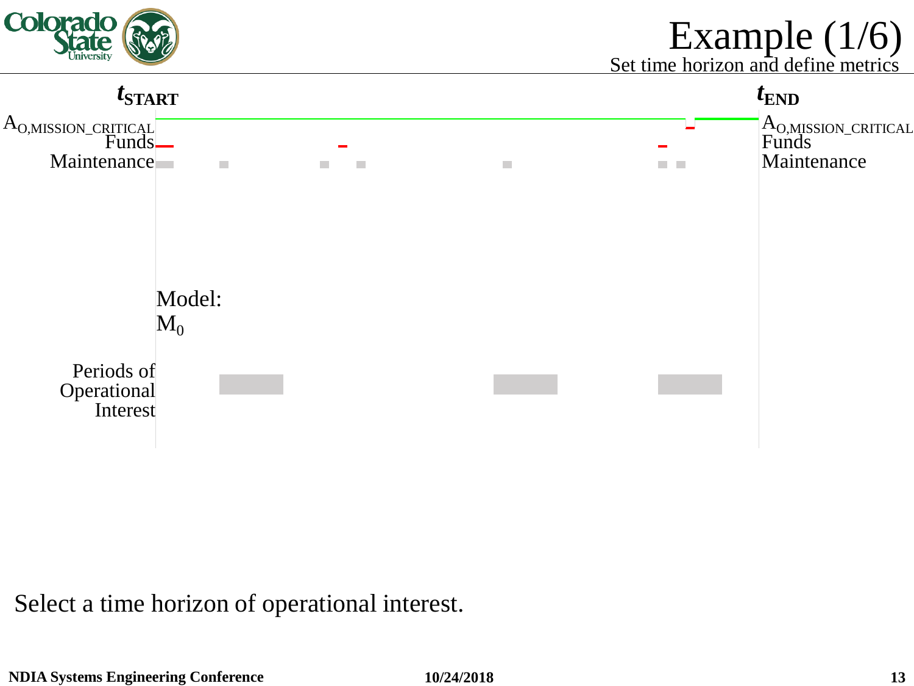# Example (1/6)

## Set time horizon and define metrics

$t_{START}$ $t_{END}$

$A_{O,MISSION\_CRITICAL}$ $A_{O,MISSION\_CRITICAL}$

Funds Funds

Maintenance Maintenance

Model:
$M_0$

Periods of Operational Interest

Select a time horizon of operational interest.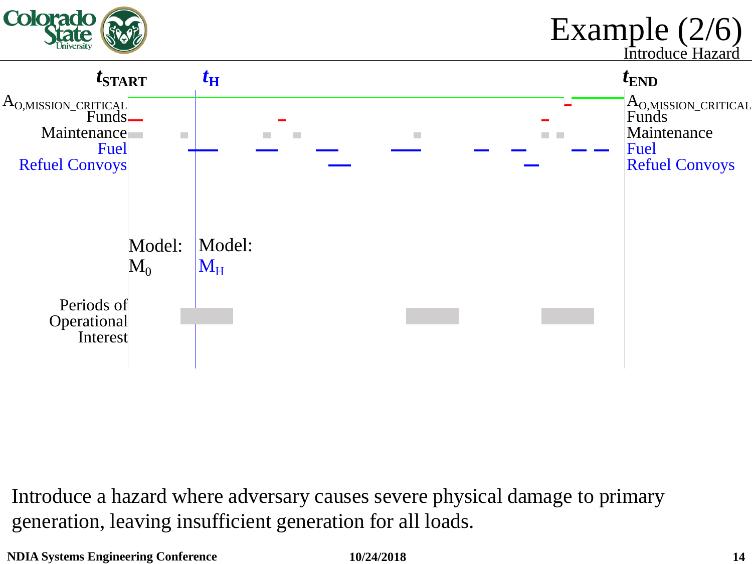# Example (2/6)

## Introduce Hazard

$t_{START}$ $t_H$ $t_{END}$

$A_{O,MISSION\_CRITICAL}$

Funds

Maintenance

Fuel

Refuel Convoys

Model: $M_0$

Model: $M_H$

Periods of Operational Interest

Introduce a hazard where adversary causes severe physical damage to primary generation, leaving insufficient generation for all loads.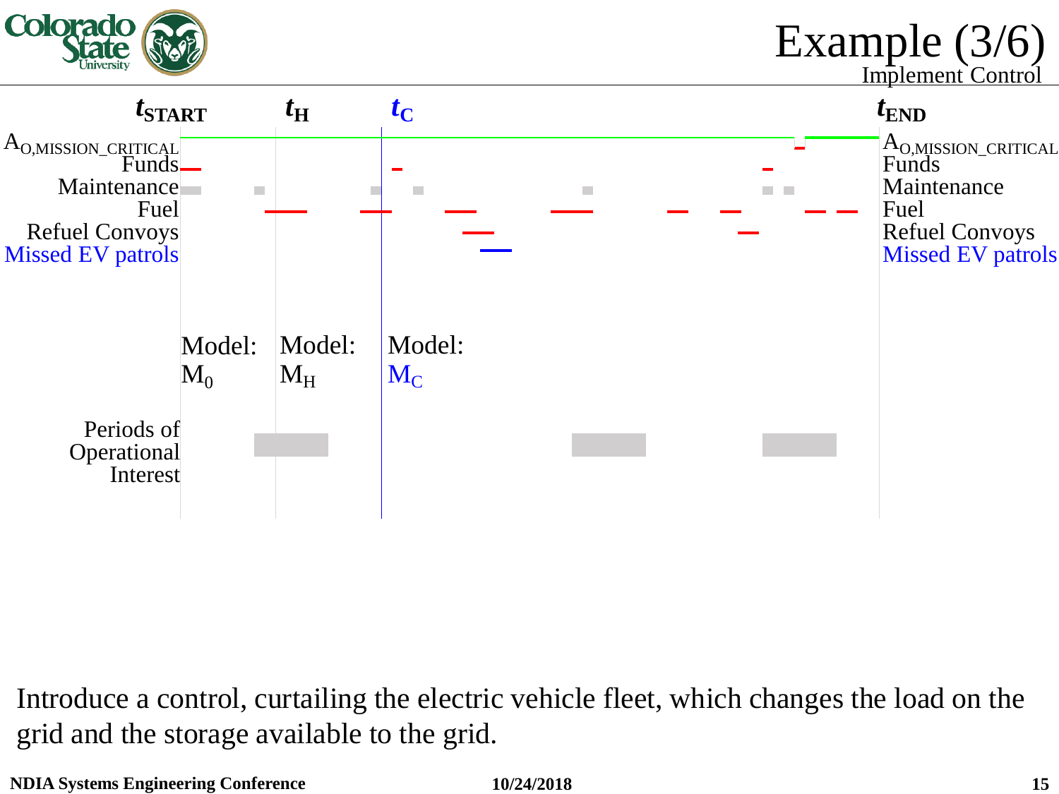# Example (3/6)

## Implement Control

$t_{START}$ $t_H$ $t_C$ $t_{END}$

$A_{O,MISSION\_CRITICAL}$

Funds

Maintenance

Fuel

Refuel Convoys

Missed EV patrols

Model: $M_0$

Model: $M_H$

Model: $M_C$

Periods of Operational Interest

Introduce a control, curtailing the electric vehicle fleet, which changes the load on the grid and the storage available to the grid.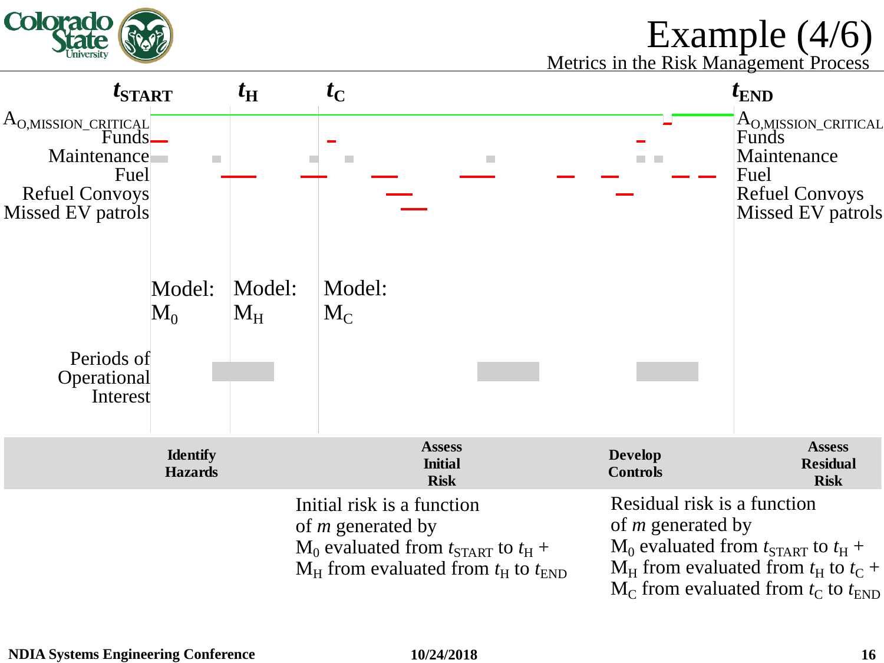# Example (4/6)

## Metrics in the Risk Management Process

$t_{START}$ $t_H$ $t_C$ $t_{END}$

$A_{O,MISSION\_CRITICAL}$
Funds
Maintenance
Fuel
Refuel Convoys
Missed EV patrols

Model: $M_0$

Model: $M_H$

Model: $M_C$

Periods of Operational Interest

| Identify Hazards | Assess Initial Risk | Develop Controls | Assess Residual Risk |
|---|---|---|---|

Initial risk is a function of *m* generated by $M_0$ evaluated from $t_{START}$ to $t_H$ + $M_H$ from evaluated from $t_H$ to $t_{END}$

Residual risk is a function of *m* generated by $M_0$ evaluated from $t_{START}$ to $t_H$ + $M_H$ from evaluated from $t_H$ to $t_C$ + $M_C$ from evaluated from $t_C$ to $t_{END}$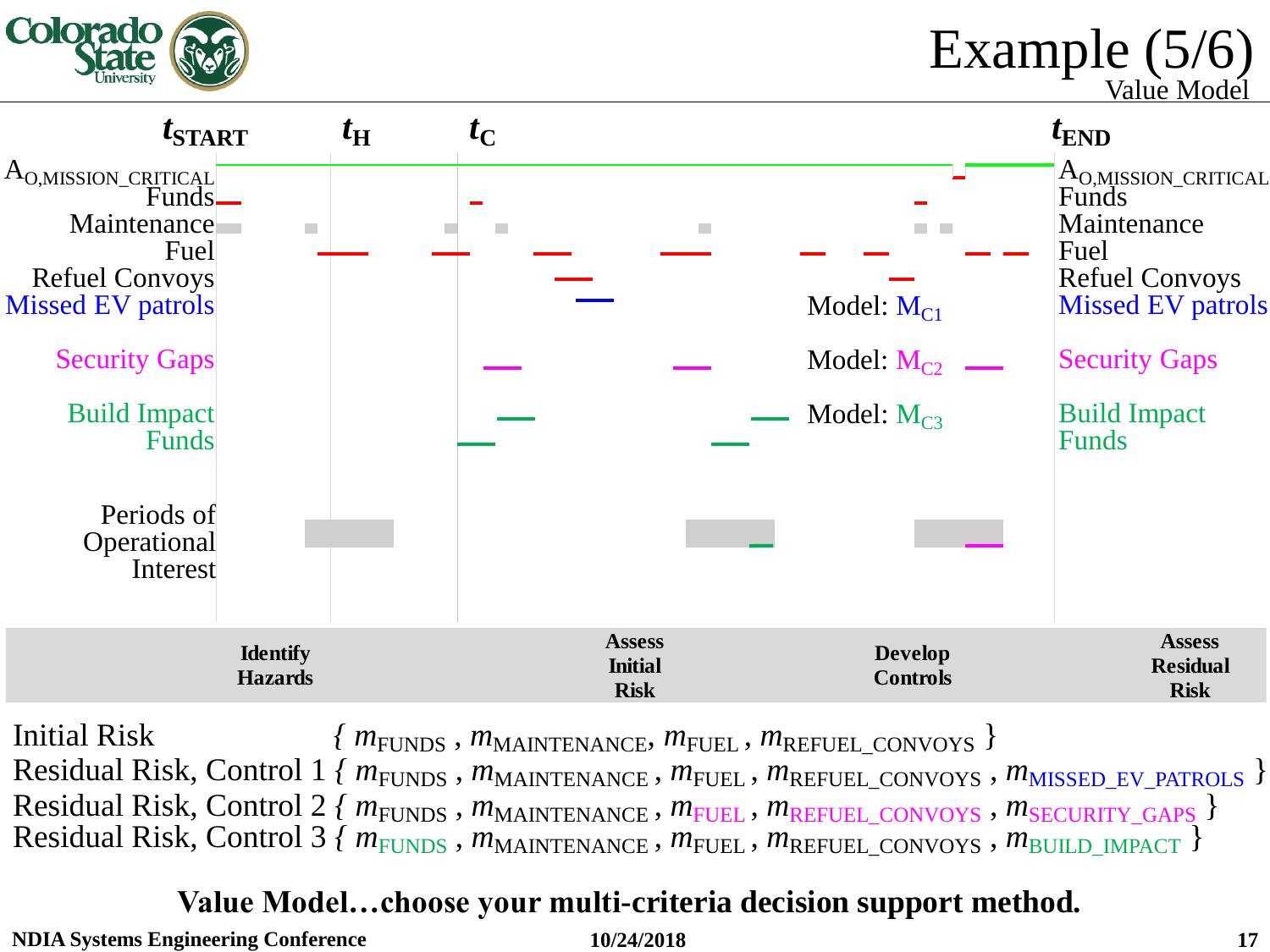# Example (5/6)

## Value Model

$t_{START}$ $t_H$ $t_C$ $t_{END}$

$A_{O,MISSION\_CRITICAL}$

Funds

Maintenance

Fuel

Refuel Convoys

Missed EV patrols

Security Gaps

Build Impact Funds

Periods of Operational Interest

Model: $M_{C1}$

Model: $M_{C2}$

Model: $M_{C3}$

| Identify Hazards | Assess Initial Risk | Develop Controls | Assess Residual Risk |
|---|---|---|---|

Initial Risk $\{ m_{FUNDS} , m_{MAINTENANCE}, m_{FUEL} , m_{REFUEL\_CONVOYS} \}$

Residual Risk, Control 1 $\{ m_{FUNDS} , m_{MAINTENANCE} , m_{FUEL} , m_{REFUEL\_CONVOYS} , m_{MISSED\_EV\_PATROLS} \}$

Residual Risk, Control 2 $\{ m_{FUNDS} , m_{MAINTENANCE} , m_{FUEL} , m_{REFUEL\_CONVOYS} , m_{SECURITY\_GAPS} \}$

Residual Risk, Control 3 $\{ m_{FUNDS} , m_{MAINTENANCE} , m_{FUEL} , m_{REFUEL\_CONVOYS} , m_{BUILD\_IMPACT} \}$

**Value Model…choose your multi-criteria decision support method.**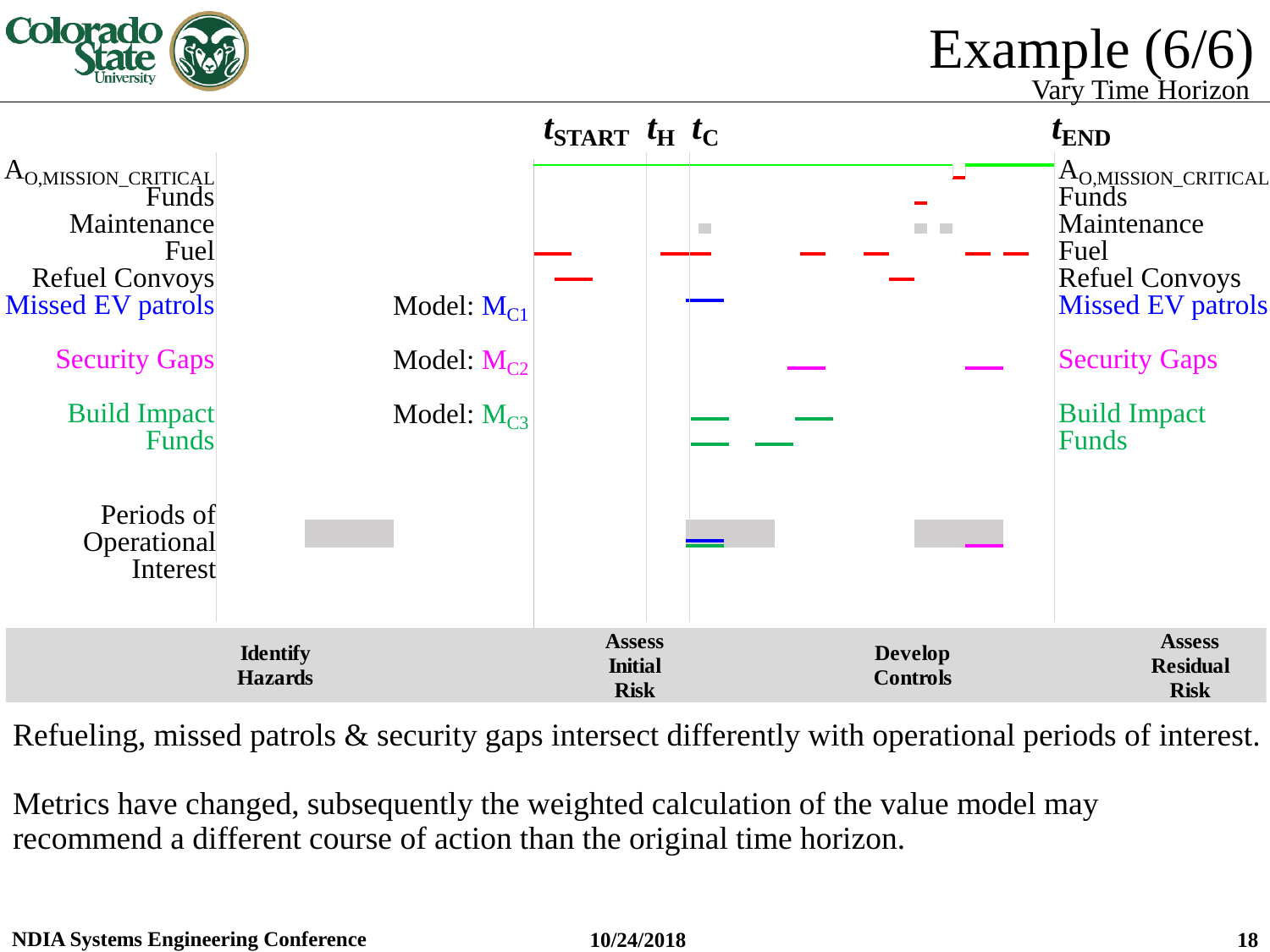# Example (6/6)

## Vary Time Horizon

$t_{START}$ $t_H$ $t_C$ $t_{END}$

$A_{O,MISSION\_CRITICAL}$
Funds
Maintenance
Fuel
Refuel Convoys
Missed EV patrols — Model: $M_{C1}$

Security Gaps — Model: $M_{C2}$

Build Impact Funds — Model: $M_{C3}$

Periods of Operational Interest

| Identify Hazards | Assess Initial Risk | Develop Controls | Assess Residual Risk |
|---|---|---|---|

Refueling, missed patrols & security gaps intersect differently with operational periods of interest.

Metrics have changed, subsequently the weighted calculation of the value model may recommend a different course of action than the original time horizon.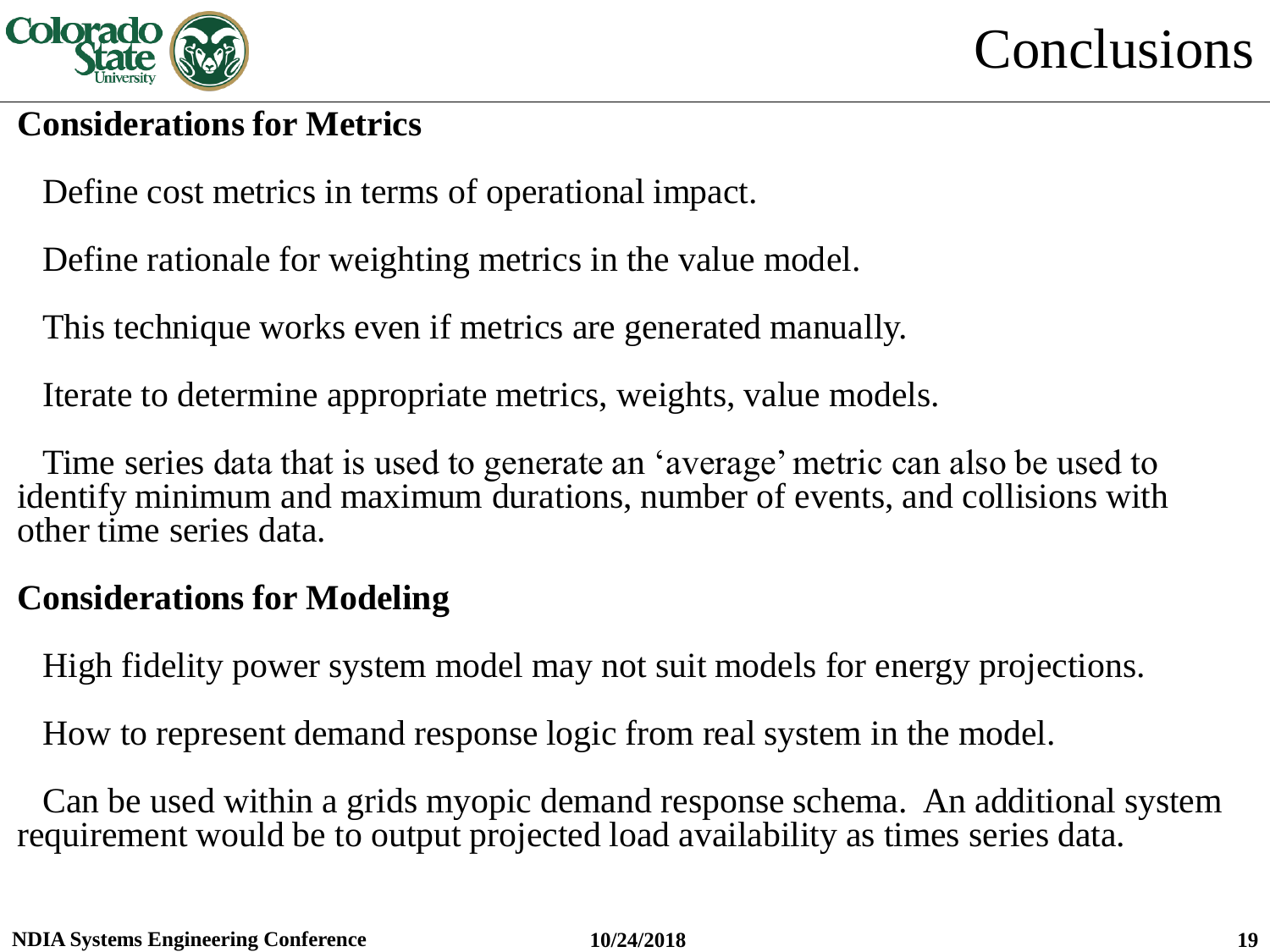# Conclusions

**Considerations for Metrics**

Define cost metrics in terms of operational impact.

Define rationale for weighting metrics in the value model.

This technique works even if metrics are generated manually.

Iterate to determine appropriate metrics, weights, value models.

Time series data that is used to generate an 'average' metric can also be used to identify minimum and maximum durations, number of events, and collisions with other time series data.

**Considerations for Modeling**

High fidelity power system model may not suit models for energy projections.

How to represent demand response logic from real system in the model.

Can be used within a grids myopic demand response schema. An additional system requirement would be to output projected load availability as times series data.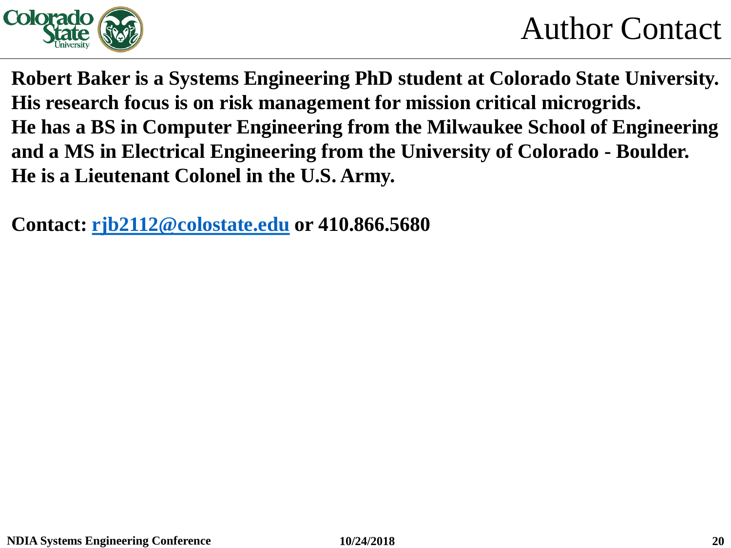# Author Contact

**Robert Baker is a Systems Engineering PhD student at Colorado State University. His research focus is on risk management for mission critical microgrids. He has a BS in Computer Engineering from the Milwaukee School of Engineering and a MS in Electrical Engineering from the University of Colorado - Boulder. He is a Lieutenant Colonel in the U.S. Army.**

**Contact: rjb2112@colostate.edu or 410.866.5680**